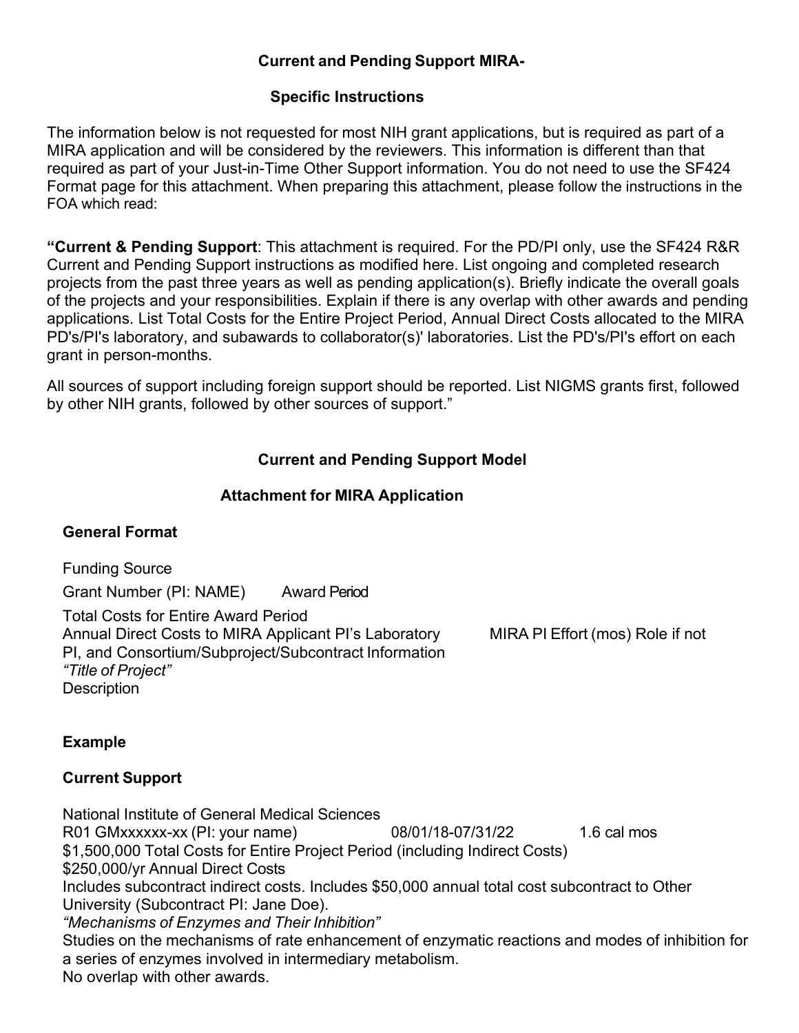## Current and Pending Support MIRA-

### Specific Instructions

The information below is not requested for most NIH grant applications, but is required as part of a MIRA application and will be considered by the reviewers. This information is different than that required as part of your Just-in-Time Other Support information. You do not need to use the SF424 Format page for this attachment. When preparing this attachment, please follow the instructions in the FOA which read:

"**Current & Pending Support**: This attachment is required. For the PD/PI only, use the SF424 R&R Current and Pending Support instructions as modified here. List ongoing and completed research projects from the past three years as well as pending application(s). Briefly indicate the overall goals of the projects and your responsibilities. Explain if there is any overlap with other awards and pending applications. List Total Costs for the Entire Project Period, Annual Direct Costs allocated to the MIRA PD's/PI's laboratory, and subawards to collaborator(s)' laboratories. List the PD's/PI's effort on each grant in person-months.

All sources of support including foreign support should be reported. List NIGMS grants first, followed by other NIH grants, followed by other sources of support."

## Current and Pending Support Model

### Attachment for MIRA Application

**General Format**

Funding Source

Grant Number (PI: NAME) Award Period

Total Costs for Entire Award Period
Annual Direct Costs to MIRA Applicant PI's Laboratory MIRA PI Effort (mos) Role if not PI, and Consortium/Subproject/Subcontract Information
*"Title of Project"*
Description

**Example**

**Current Support**

National Institute of General Medical Sciences
R01 GMxxxxxx-xx (PI: your name) 08/01/18-07/31/22 1.6 cal mos
$1,500,000 Total Costs for Entire Project Period (including Indirect Costs)
$250,000/yr Annual Direct Costs
Includes subcontract indirect costs. Includes $50,000 annual total cost subcontract to Other University (Subcontract PI: Jane Doe).
*"Mechanisms of Enzymes and Their Inhibition"*
Studies on the mechanisms of rate enhancement of enzymatic reactions and modes of inhibition for a series of enzymes involved in intermediary metabolism.
No overlap with other awards.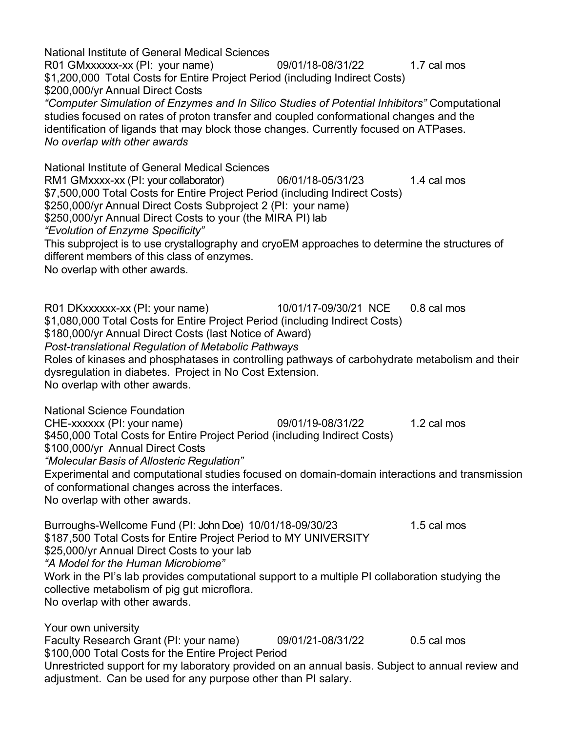National Institute of General Medical Sciences
R01 GMxxxxxx-xx (PI: your name) 09/01/18-08/31/22 1.7 cal mos
$1,200,000 Total Costs for Entire Project Period (including Indirect Costs)
$200,000/yr Annual Direct Costs
*"Computer Simulation of Enzymes and In Silico Studies of Potential Inhibitors"* Computational studies focused on rates of proton transfer and coupled conformational changes and the identification of ligands that may block those changes. Currently focused on ATPases.
*No overlap with other awards*

National Institute of General Medical Sciences
RM1 GMxxxx-xx (PI: your collaborator) 06/01/18-05/31/23 1.4 cal mos
$7,500,000 Total Costs for Entire Project Period (including Indirect Costs)
$250,000/yr Annual Direct Costs Subproject 2 (PI: your name)
$250,000/yr Annual Direct Costs to your (the MIRA PI) lab
*"Evolution of Enzyme Specificity"*
This subproject is to use crystallography and cryoEM approaches to determine the structures of different members of this class of enzymes.
No overlap with other awards.

R01 DKxxxxxx-xx (PI: your name) 10/01/17-09/30/21 NCE 0.8 cal mos
$1,080,000 Total Costs for Entire Project Period (including Indirect Costs)
$180,000/yr Annual Direct Costs (last Notice of Award)
*Post-translational Regulation of Metabolic Pathways*
Roles of kinases and phosphatases in controlling pathways of carbohydrate metabolism and their dysregulation in diabetes. Project in No Cost Extension.
No overlap with other awards.

National Science Foundation
CHE-xxxxxx (PI: your name) 09/01/19-08/31/22 1.2 cal mos
$450,000 Total Costs for Entire Project Period (including Indirect Costs)
$100,000/yr Annual Direct Costs
*"Molecular Basis of Allosteric Regulation"*
Experimental and computational studies focused on domain-domain interactions and transmission of conformational changes across the interfaces.
No overlap with other awards.

Burroughs-Wellcome Fund (PI: John Doe) 10/01/18-09/30/23 1.5 cal mos
$187,500 Total Costs for Entire Project Period to MY UNIVERSITY
$25,000/yr Annual Direct Costs to your lab
*"A Model for the Human Microbiome"*
Work in the PI's lab provides computational support to a multiple PI collaboration studying the collective metabolism of pig gut microflora.
No overlap with other awards.

Your own university
Faculty Research Grant (PI: your name) 09/01/21-08/31/22 0.5 cal mos
$100,000 Total Costs for the Entire Project Period
Unrestricted support for my laboratory provided on an annual basis. Subject to annual review and adjustment. Can be used for any purpose other than PI salary.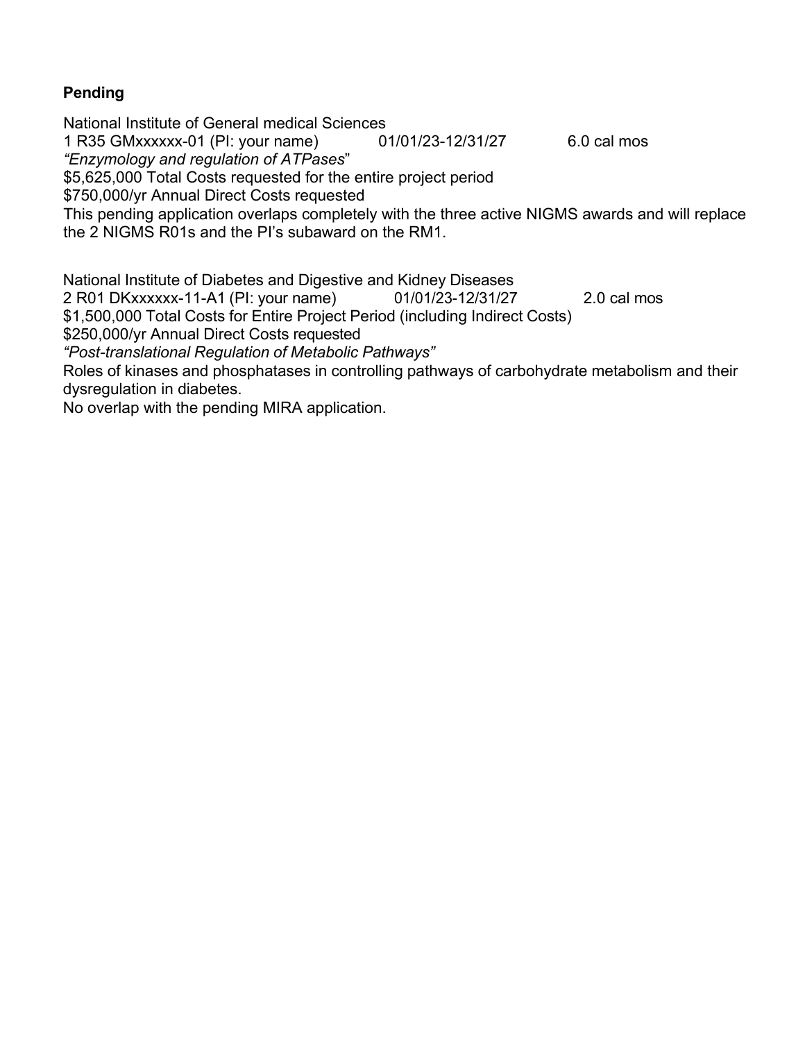**Pending**

National Institute of General medical Sciences  
1 R35 GMxxxxxx-01 (PI: your name) 01/01/23-12/31/27 6.0 cal mos  
*"Enzymology and regulation of ATPases"*  
$5,625,000 Total Costs requested for the entire project period  
$750,000/yr Annual Direct Costs requested  
This pending application overlaps completely with the three active NIGMS awards and will replace the 2 NIGMS R01s and the PI's subaward on the RM1.

National Institute of Diabetes and Digestive and Kidney Diseases  
2 R01 DKxxxxxx-11-A1 (PI: your name) 01/01/23-12/31/27 2.0 cal mos  
$1,500,000 Total Costs for Entire Project Period (including Indirect Costs)  
$250,000/yr Annual Direct Costs requested  
*"Post-translational Regulation of Metabolic Pathways"*  
Roles of kinases and phosphatases in controlling pathways of carbohydrate metabolism and their dysregulation in diabetes.  
No overlap with the pending MIRA application.